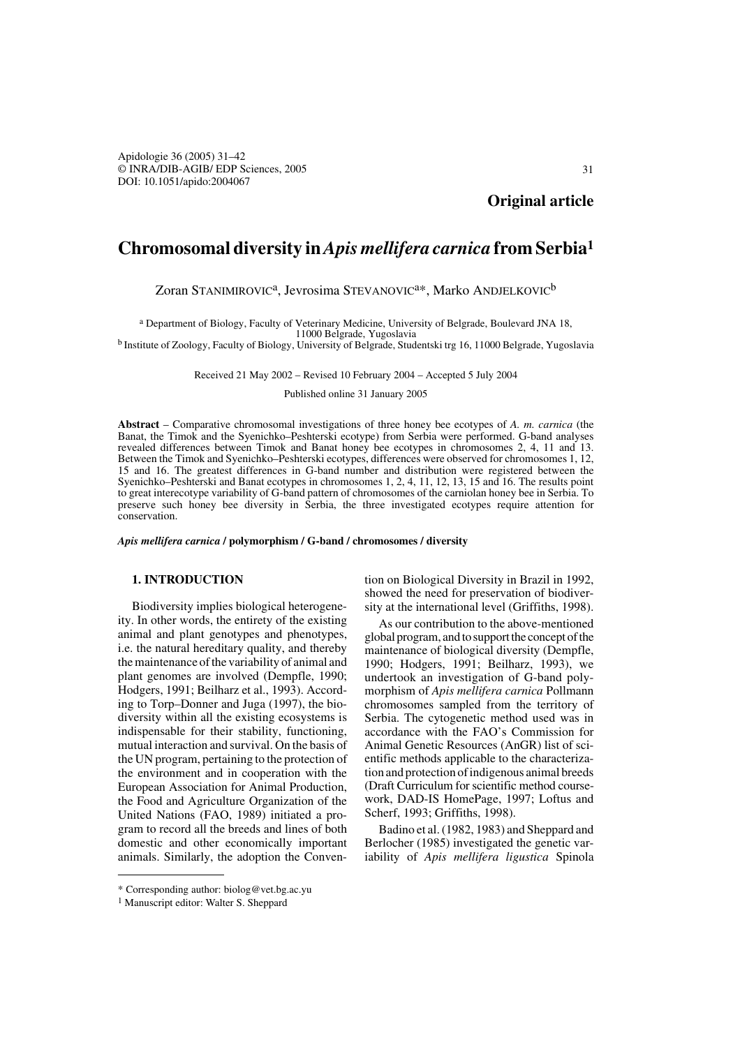**Original article**

# Chromosomal diversity in *Apis mellifera carnica* from Serbia[1]

Zoran STANIMIROVIC[a], Jevrosima STEVANOVIC[a]*, Marko ANDJELKOVIC[b]

[a] Department of Biology, Faculty of Veterinary Medicine, University of Belgrade, Boulevard JNA 18, 11000 Belgrade, Yugoslavia
[b] Institute of Zoology, Faculty of Biology, University of Belgrade, Studentski trg 16, 11000 Belgrade, Yugoslavia

Received 21 May 2002 – Revised 10 February 2004 – Accepted 5 July 2004

Published online 31 January 2005

**Abstract** – Comparative chromosomal investigations of three honey bee ecotypes of *A. m. carnica* (the Banat, the Timok and the Syenichko–Peshterski ecotype) from Serbia were performed. G-band analyses revealed differences between Timok and Banat honey bee ecotypes in chromosomes 2, 4, 11 and 13. Between the Timok and Syenichko–Peshterski ecotypes, differences were observed for chromosomes 1, 12, 15 and 16. The greatest differences in G-band number and distribution were registered between the Syenichko–Peshterski and Banat ecotypes in chromosomes 1, 2, 4, 11, 12, 13, 15 and 16. The results point to great interecotype variability of G-band pattern of chromosomes of the carniolan honey bee in Serbia. To preserve such honey bee diversity in Serbia, the three investigated ecotypes require attention for conservation.

***Apis mellifera carnica* / polymorphism / G-band / chromosomes / diversity**

## 1. INTRODUCTION

Biodiversity implies biological heterogeneity. In other words, the entirety of the existing animal and plant genotypes and phenotypes, i.e. the natural hereditary quality, and thereby the maintenance of the variability of animal and plant genomes are involved (Dempfle, 1990; Hodgers, 1991; Beilharz et al., 1993). According to Torp–Donner and Juga (1997), the biodiversity within all the existing ecosystems is indispensable for their stability, functioning, mutual interaction and survival. On the basis of the UN program, pertaining to the protection of the environment and in cooperation with the European Association for Animal Production, the Food and Agriculture Organization of the United Nations (FAO, 1989) initiated a program to record all the breeds and lines of both domestic and other economically important animals. Similarly, the adoption the Convention on Biological Diversity in Brazil in 1992, showed the need for preservation of biodiversity at the international level (Griffiths, 1998).

As our contribution to the above-mentioned global program, and to support the concept of the maintenance of biological diversity (Dempfle, 1990; Hodgers, 1991; Beilharz, 1993), we undertook an investigation of G-band polymorphism of *Apis mellifera carnica* Pollmann chromosomes sampled from the territory of Serbia. The cytogenetic method used was in accordance with the FAO's Commission for Animal Genetic Resources (AnGR) list of scientific methods applicable to the characterization and protection of indigenous animal breeds (Draft Curriculum for scientific method coursework, DAD-IS HomePage, 1997; Loftus and Scherf, 1993; Griffiths, 1998).

Badino et al. (1982, 1983) and Sheppard and Berlocher (1985) investigated the genetic variability of *Apis mellifera ligustica* Spinola

---

* Corresponding author: biolog@vet.bg.ac.yu

[1] Manuscript editor: Walter S. Sheppard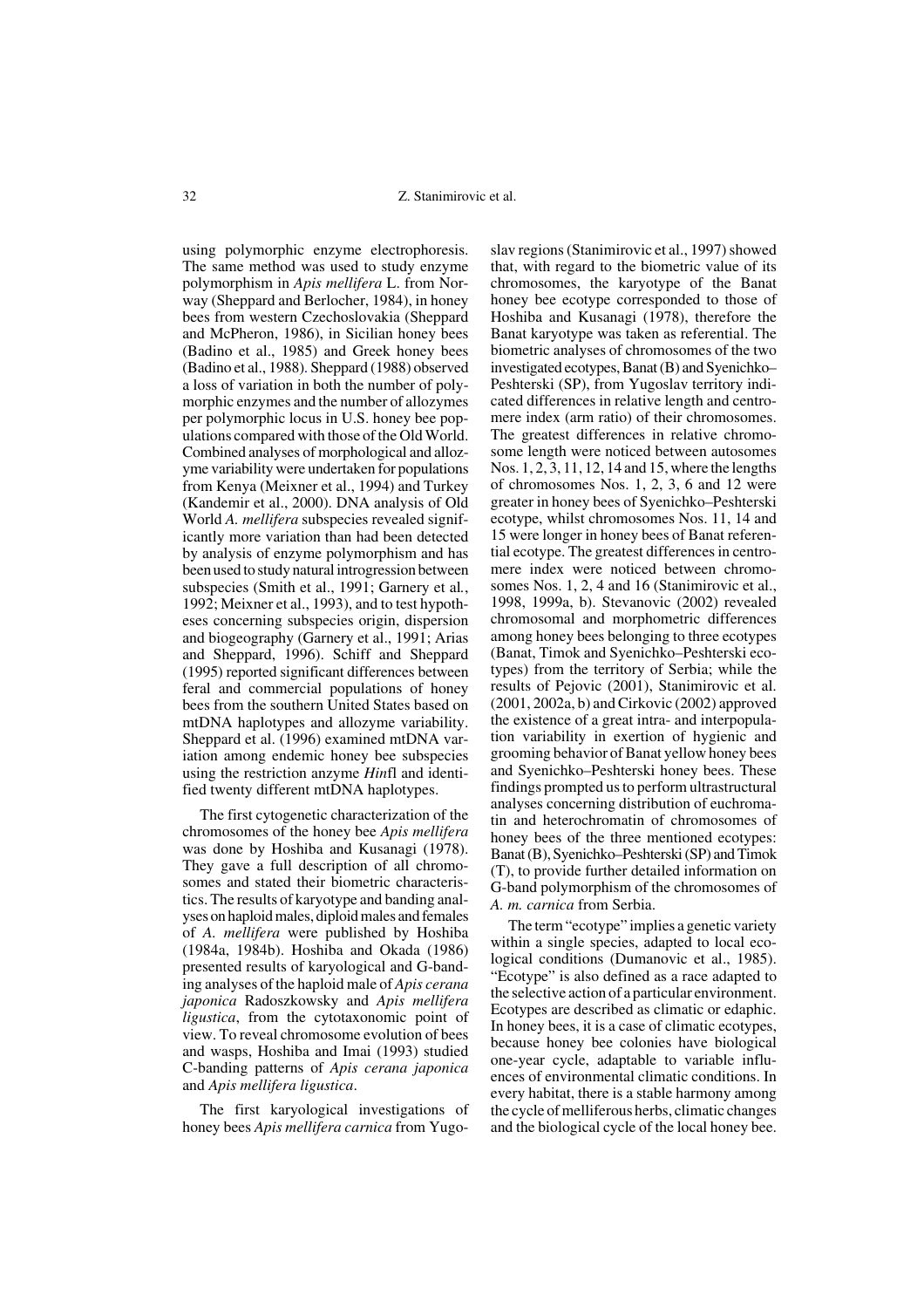using polymorphic enzyme electrophoresis. The same method was used to study enzyme polymorphism in *Apis mellifera* L. from Norway (Sheppard and Berlocher, 1984), in honey bees from western Czechoslovakia (Sheppard and McPheron, 1986), in Sicilian honey bees (Badino et al., 1985) and Greek honey bees (Badino et al., 1988). Sheppard (1988) observed a loss of variation in both the number of polymorphic enzymes and the number of allozymes per polymorphic locus in U.S. honey bee populations compared with those of the Old World. Combined analyses of morphological and allozyme variability were undertaken for populations from Kenya (Meixner et al., 1994) and Turkey (Kandemir et al., 2000). DNA analysis of Old World *A. mellifera* subspecies revealed significantly more variation than had been detected by analysis of enzyme polymorphism and has been used to study natural introgression between subspecies (Smith et al., 1991; Garnery et al., 1992; Meixner et al., 1993), and to test hypotheses concerning subspecies origin, dispersion and biogeography (Garnery et al., 1991; Arias and Sheppard, 1996). Schiff and Sheppard (1995) reported significant differences between feral and commercial populations of honey bees from the southern United States based on mtDNA haplotypes and allozyme variability. Sheppard et al. (1996) examined mtDNA variation among endemic honey bee subspecies using the restriction anzyme *Hin*fI and identified twenty different mtDNA haplotypes.

The first cytogenetic characterization of the chromosomes of the honey bee *Apis mellifera* was done by Hoshiba and Kusanagi (1978). They gave a full description of all chromosomes and stated their biometric characteristics. The results of karyotype and banding analyses on haploid males, diploid males and females of *A. mellifera* were published by Hoshiba (1984a, 1984b). Hoshiba and Okada (1986) presented results of karyological and G-banding analyses of the haploid male of *Apis cerana japonica* Radoszkowsky and *Apis mellifera ligustica*, from the cytotaxonomic point of view. To reveal chromosome evolution of bees and wasps, Hoshiba and Imai (1993) studied C-banding patterns of *Apis cerana japonica* and *Apis mellifera ligustica*.

The first karyological investigations of honey bees *Apis mellifera carnica* from Yugoslav regions (Stanimirovic et al., 1997) showed that, with regard to the biometric value of its chromosomes, the karyotype of the Banat honey bee ecotype corresponded to those of Hoshiba and Kusanagi (1978), therefore the Banat karyotype was taken as referential. The biometric analyses of chromosomes of the two investigated ecotypes, Banat (B) and Syenichko–Peshterski (SP), from Yugoslav territory indicated differences in relative length and centromere index (arm ratio) of their chromosomes. The greatest differences in relative chromosome length were noticed between autosomes Nos. 1, 2, 3, 11, 12, 14 and 15, where the lengths of chromosomes Nos. 1, 2, 3, 6 and 12 were greater in honey bees of Syenichko–Peshterski ecotype, whilst chromosomes Nos. 11, 14 and 15 were longer in honey bees of Banat referential ecotype. The greatest differences in centromere index were noticed between chromosomes Nos. 1, 2, 4 and 16 (Stanimirovic et al., 1998, 1999a, b). Stevanovic (2002) revealed chromosomal and morphometric differences among honey bees belonging to three ecotypes (Banat, Timok and Syenichko–Peshterski ecotypes) from the territory of Serbia; while the results of Pejovic (2001), Stanimirovic et al. (2001, 2002a, b) and Cirkovic (2002) approved the existence of a great intra- and interpopulation variability in exertion of hygienic and grooming behavior of Banat yellow honey bees and Syenichko–Peshterski honey bees. These findings prompted us to perform ultrastructural analyses concerning distribution of euchromatin and heterochromatin of chromosomes of honey bees of the three mentioned ecotypes: Banat (B), Syenichko–Peshterski (SP) and Timok (T), to provide further detailed information on G-band polymorphism of the chromosomes of *A. m. carnica* from Serbia.

The term "ecotype" implies a genetic variety within a single species, adapted to local ecological conditions (Dumanovic et al., 1985). "Ecotype" is also defined as a race adapted to the selective action of a particular environment. Ecotypes are described as climatic or edaphic. In honey bees, it is a case of climatic ecotypes, because honey bee colonies have biological one-year cycle, adaptable to variable influences of environmental climatic conditions. In every habitat, there is a stable harmony among the cycle of melliferous herbs, climatic changes and the biological cycle of the local honey bee.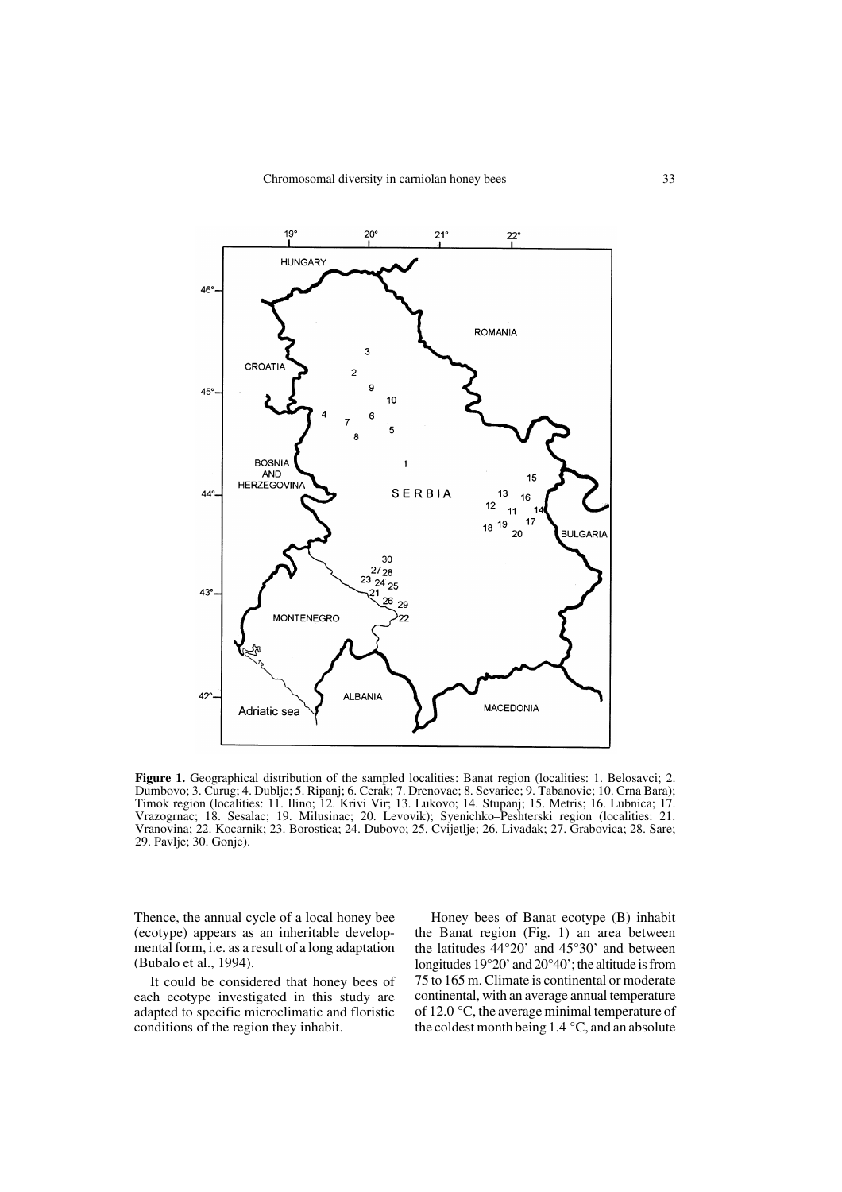**Figure 1.** Geographical distribution of the sampled localities: Banat region (localities: 1. Belosavci; 2. Dumbovo; 3. Curug; 4. Dublje; 5. Ripanj; 6. Cerak; 7. Drenovac; 8. Sevarice; 9. Tabanovic; 10. Crna Bara); Timok region (localities: 11. Ilino; 12. Krivi Vir; 13. Lukovo; 14. Stupanj; 15. Metris; 16. Lubnica; 17. Vrazogrnac; 18. Sesalac; 19. Milusinac; 20. Levovik); Syenichko–Peshterski region (localities: 21. Vranovina; 22. Kocarnik; 23. Borostica; 24. Dubovo; 25. Cvijetlje; 26. Livadak; 27. Grabovica; 28. Sare; 29. Pavlje; 30. Gonje).

Thence, the annual cycle of a local honey bee (ecotype) appears as an inheritable developmental form, i.e. as a result of a long adaptation (Bubalo et al., 1994).

It could be considered that honey bees of each ecotype investigated in this study are adapted to specific microclimatic and floristic conditions of the region they inhabit.

Honey bees of Banat ecotype (B) inhabit the Banat region (Fig. 1) an area between the latitudes 44°20' and 45°30' and between longitudes 19°20' and 20°40'; the altitude is from 75 to 165 m. Climate is continental or moderate continental, with an average annual temperature of 12.0 °C, the average minimal temperature of the coldest month being 1.4 °C, and an absolute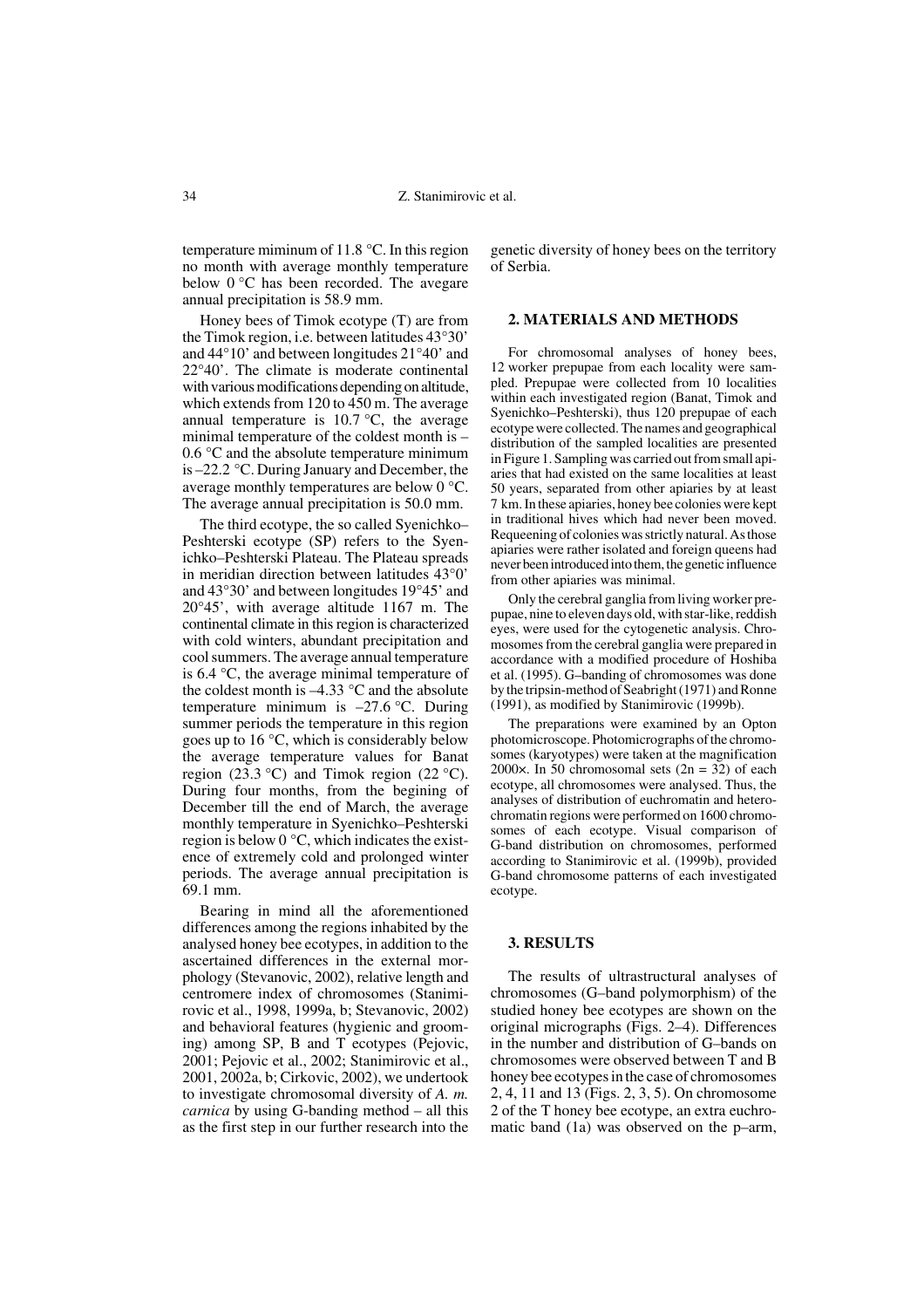temperature miminum of 11.8 °C. In this region no month with average monthly temperature below 0 °C has been recorded. The avegare annual precipitation is 58.9 mm.

Honey bees of Timok ecotype (T) are from the Timok region, i.e. between latitudes 43°30' and 44°10' and between longitudes 21°40' and 22°40'. The climate is moderate continental with various modifications depending on altitude, which extends from 120 to 450 m. The average annual temperature is 10.7 °C, the average minimal temperature of the coldest month is –0.6 °C and the absolute temperature minimum is –22.2 °C. During January and December, the average monthly temperatures are below 0 °C. The average annual precipitation is 50.0 mm.

The third ecotype, the so called Syenichko–Peshterski ecotype (SP) refers to the Syenichko–Peshterski Plateau. The Plateau spreads in meridian direction between latitudes 43°0' and 43°30' and between longitudes 19°45' and 20°45', with average altitude 1167 m. The continental climate in this region is characterized with cold winters, abundant precipitation and cool summers. The average annual temperature is 6.4 °C, the average minimal temperature of the coldest month is –4.33 °C and the absolute temperature minimum is –27.6 °C. During summer periods the temperature in this region goes up to 16 °C, which is considerably below the average temperature values for Banat region (23.3 °C) and Timok region (22 °C). During four months, from the begining of December till the end of March, the average monthly temperature in Syenichko–Peshterski region is below 0 °C, which indicates the existence of extremely cold and prolonged winter periods. The average annual precipitation is 69.1 mm.

Bearing in mind all the aforementioned differences among the regions inhabited by the analysed honey bee ecotypes, in addition to the ascertained differences in the external morphology (Stevanovic, 2002), relative length and centromere index of chromosomes (Stanimirovic et al., 1998, 1999a, b; Stevanovic, 2002) and behavioral features (hygienic and grooming) among SP, B and T ecotypes (Pejovic, 2001; Pejovic et al., 2002; Stanimirovic et al., 2001, 2002a, b; Cirkovic, 2002), we undertook to investigate chromosomal diversity of *A. m. carnica* by using G-banding method – all this as the first step in our further research into the genetic diversity of honey bees on the territory of Serbia.

## 2. MATERIALS AND METHODS

For chromosomal analyses of honey bees, 12 worker prepupae from each locality were sampled. Prepupae were collected from 10 localities within each investigated region (Banat, Timok and Syenichko–Peshterski), thus 120 prepupae of each ecotype were collected. The names and geographical distribution of the sampled localities are presented in Figure 1. Sampling was carried out from small apiaries that had existed on the same localities at least 50 years, separated from other apiaries by at least 7 km. In these apiaries, honey bee colonies were kept in traditional hives which had never been moved. Requeening of colonies was strictly natural. As those apiaries were rather isolated and foreign queens had never been introduced into them, the genetic influence from other apiaries was minimal.

Only the cerebral ganglia from living worker prepupae, nine to eleven days old, with star-like, reddish eyes, were used for the cytogenetic analysis. Chromosomes from the cerebral ganglia were prepared in accordance with a modified procedure of Hoshiba et al. (1995). G–banding of chromosomes was done by the tripsin-method of Seabright (1971) and Ronne (1991), as modified by Stanimirovic (1999b).

The preparations were examined by an Opton photomicroscope. Photomicrographs of the chromosomes (karyotypes) were taken at the magnification 2000×. In 50 chromosomal sets ($2n = 32$) of each ecotype, all chromosomes were analysed. Thus, the analyses of distribution of euchromatin and heterochromatin regions were performed on 1600 chromosomes of each ecotype. Visual comparison of G-band distribution on chromosomes, performed according to Stanimirovic et al. (1999b), provided G-band chromosome patterns of each investigated ecotype.

## 3. RESULTS

The results of ultrastructural analyses of chromosomes (G–band polymorphism) of the studied honey bee ecotypes are shown on the original micrographs (Figs. 2–4). Differences in the number and distribution of G–bands on chromosomes were observed between T and B honey bee ecotypes in the case of chromosomes 2, 4, 11 and 13 (Figs. 2, 3, 5). On chromosome 2 of the T honey bee ecotype, an extra euchromatic band (1a) was observed on the p–arm,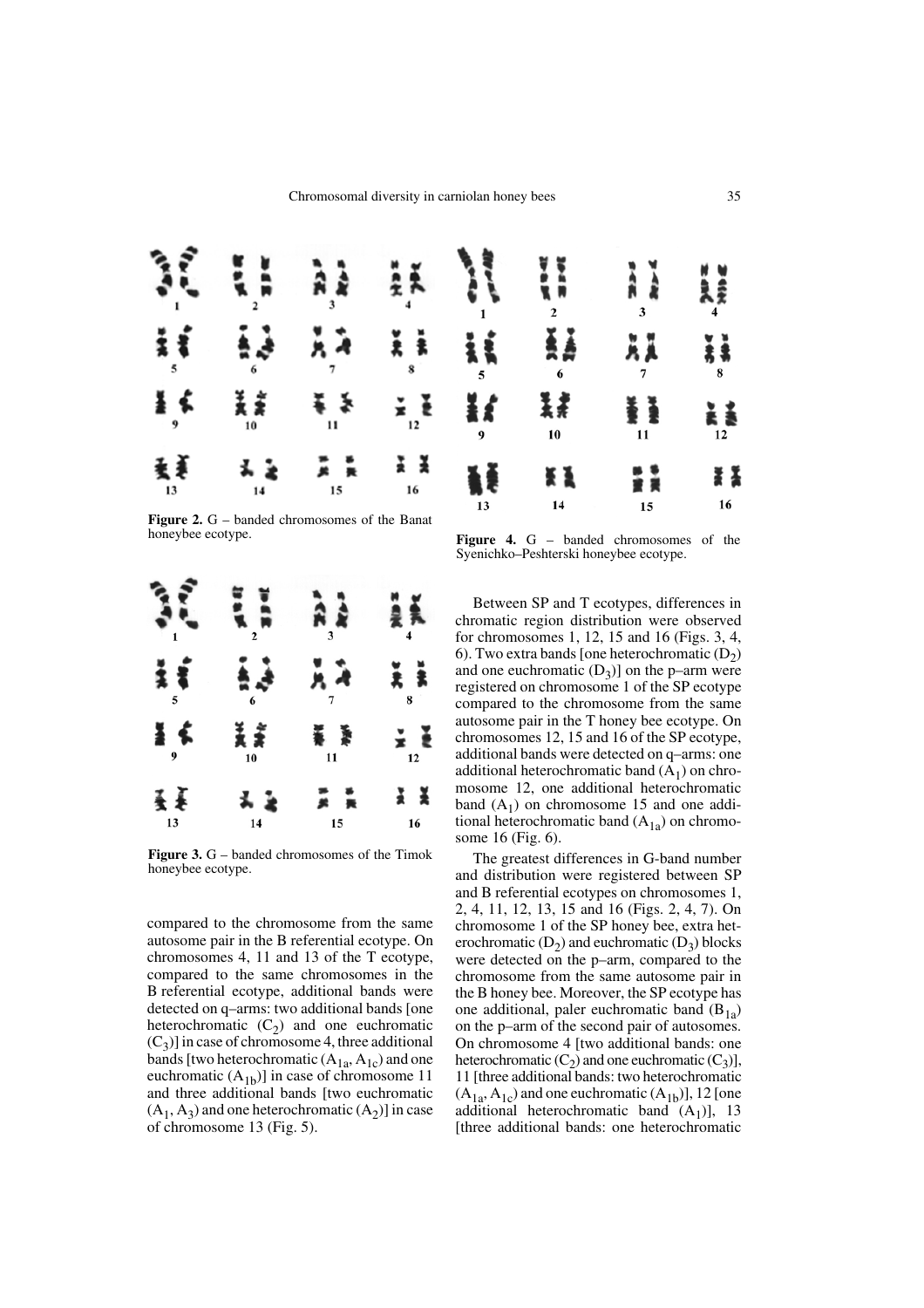Figure 2. G – banded chromosomes of the Banat honeybee ecotype.

Figure 3. G – banded chromosomes of the Timok honeybee ecotype.

compared to the chromosome from the same autosome pair in the B referential ecotype. On chromosomes 4, 11 and 13 of the T ecotype, compared to the same chromosomes in the B referential ecotype, additional bands were detected on q–arms: two additional bands [one heterochromatic ($C_2$) and one euchromatic ($C_3$)] in case of chromosome 4, three additional bands [two heterochromatic ($A_{1a}$, $A_{1c}$) and one euchromatic ($A_{1b}$)] in case of chromosome 11 and three additional bands [two euchromatic ($A_1$, $A_3$) and one heterochromatic ($A_2$)] in case of chromosome 13 (Fig. 5).

Figure 4. G – banded chromosomes of the Syenichko–Peshterski honeybee ecotype.

Between SP and T ecotypes, differences in chromatic region distribution were observed for chromosomes 1, 12, 15 and 16 (Figs. 3, 4, 6). Two extra bands [one heterochromatic ($D_2$) and one euchromatic ($D_3$)] on the p–arm were registered on chromosome 1 of the SP ecotype compared to the chromosome from the same autosome pair in the T honey bee ecotype. On chromosomes 12, 15 and 16 of the SP ecotype, additional bands were detected on q–arms: one additional heterochromatic band ($A_1$) on chromosome 12, one additional heterochromatic band ($A_1$) on chromosome 15 and one additional heterochromatic band ($A_{1a}$) on chromosome 16 (Fig. 6).

The greatest differences in G-band number and distribution were registered between SP and B referential ecotypes on chromosomes 1, 2, 4, 11, 12, 13, 15 and 16 (Figs. 2, 4, 7). On chromosome 1 of the SP honey bee, extra heterochromatic ($D_2$) and euchromatic ($D_3$) blocks were detected on the p–arm, compared to the chromosome from the same autosome pair in the B honey bee. Moreover, the SP ecotype has one additional, paler euchromatic band ($B_{1a}$) on the p–arm of the second pair of autosomes. On chromosome 4 [two additional bands: one heterochromatic ($C_2$) and one euchromatic ($C_3$)], 11 [three additional bands: two heterochromatic ($A_{1a}$, $A_{1c}$) and one euchromatic ($A_{1b}$)], 12 [one additional heterochromatic band ($A_1$)], 13 [three additional bands: one heterochromatic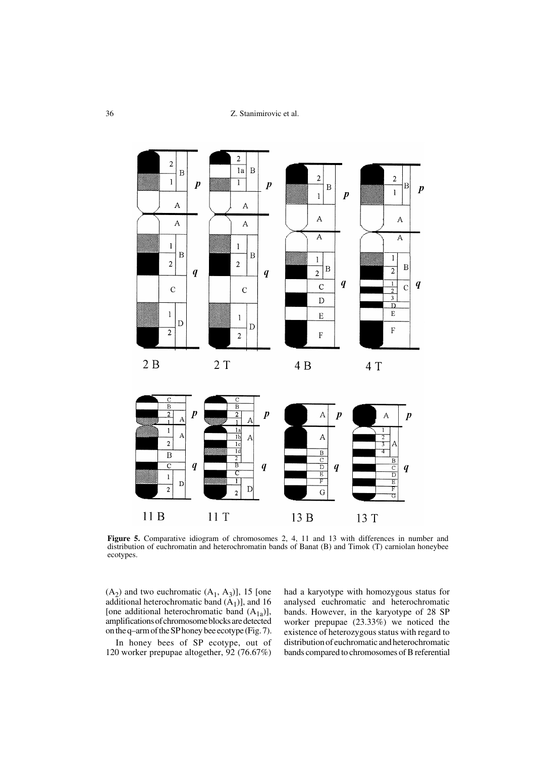**Figure 5.** Comparative idiogram of chromosomes 2, 4, 11 and 13 with differences in number and distribution of euchromatin and heterochromatin bands of Banat (B) and Timok (T) carniolan honeybee ecotypes.

($A_2$) and two euchromatic ($A_1$, $A_3$)], 15 [one additional heterochromatic band ($A_1$)], and 16 [one additional heterochromatic band ($A_{1a}$)], amplifications of chromosome blocks are detected on the q–arm of the SP honey bee ecotype (Fig. 7).

In honey bees of SP ecotype, out of 120 worker prepupae altogether, 92 (76.67%) had a karyotype with homozygous status for analysed euchromatic and heterochromatic bands. However, in the karyotype of 28 SP worker prepupae (23.33%) we noticed the existence of heterozygous status with regard to distribution of euchromatic and heterochromatic bands compared to chromosomes of B referential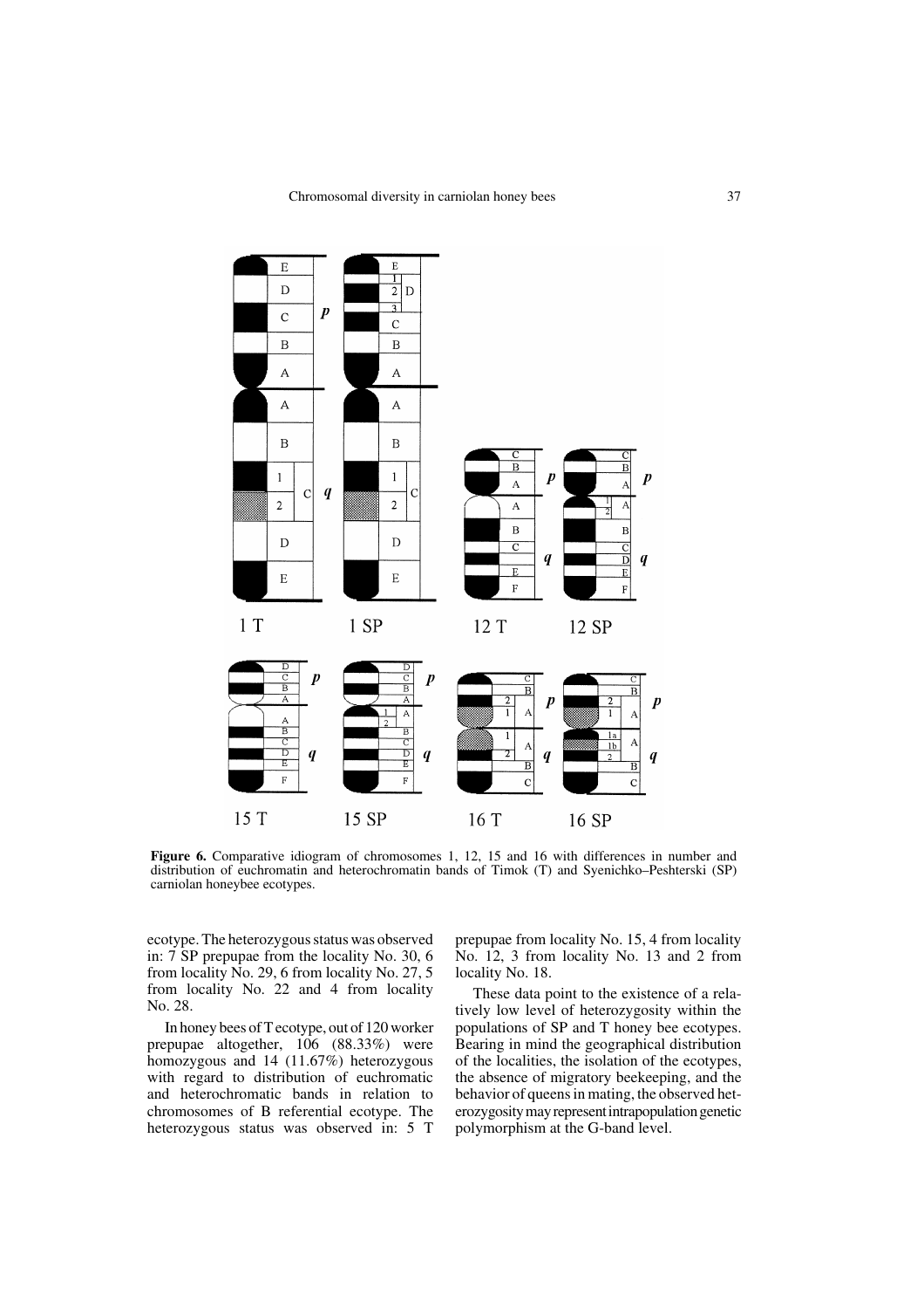**Figure 6.** Comparative idiogram of chromosomes 1, 12, 15 and 16 with differences in number and distribution of euchromatin and heterochromatin bands of Timok (T) and Syenichko–Peshterski (SP) carniolan honeybee ecotypes.

ecotype. The heterozygous status was observed in: 7 SP prepupae from the locality No. 30, 6 from locality No. 29, 6 from locality No. 27, 5 from locality No. 22 and 4 from locality No. 28.

In honey bees of T ecotype, out of 120 worker prepupae altogether, 106 (88.33%) were homozygous and 14 (11.67%) heterozygous with regard to distribution of euchromatic and heterochromatic bands in relation to chromosomes of B referential ecotype. The heterozygous status was observed in: 5 T prepupae from locality No. 15, 4 from locality No. 12, 3 from locality No. 13 and 2 from locality No. 18.

These data point to the existence of a relatively low level of heterozygosity within the populations of SP and T honey bee ecotypes. Bearing in mind the geographical distribution of the localities, the isolation of the ecotypes, the absence of migratory beekeeping, and the behavior of queens in mating, the observed heterozygosity may represent intrapopulation genetic polymorphism at the G-band level.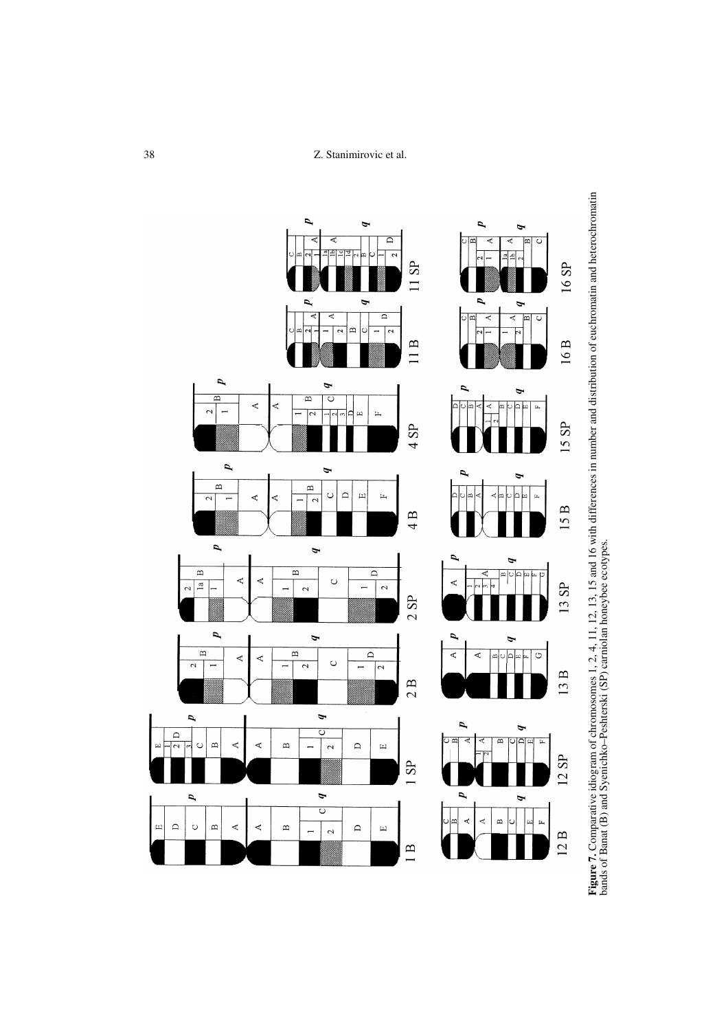**Figure 7.** Comparative idiogram of chromosomes 1, 2, 4, 11, 12, 13, 15 and 16 with differences in number and distribution of euchromatin and heterochromatin bands of Banat (B) and Syenichko–Peshterski (SP) carniolan honeybee ecotypes.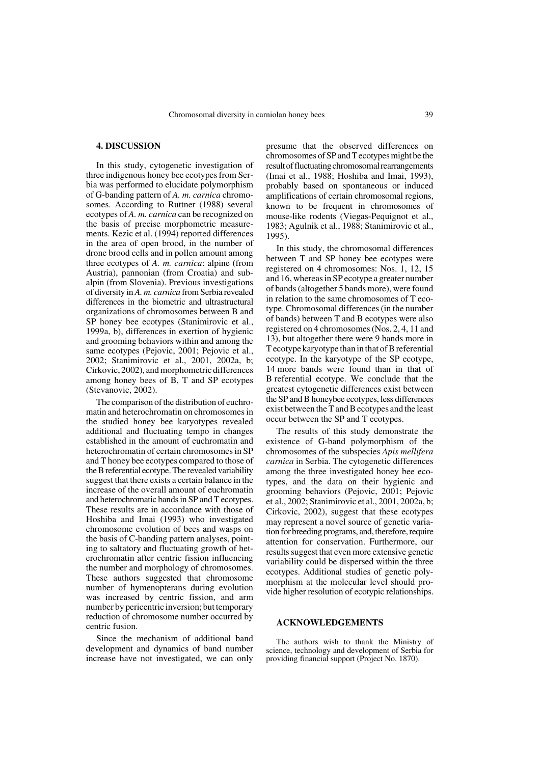## 4. DISCUSSION

In this study, cytogenetic investigation of three indigenous honey bee ecotypes from Serbia was performed to elucidate polymorphism of G-banding pattern of *A. m. carnica* chromosomes. According to Ruttner (1988) several ecotypes of *A. m. carnica* can be recognized on the basis of precise morphometric measurements. Kezic et al. (1994) reported differences in the area of open brood, in the number of drone brood cells and in pollen amount among three ecotypes of *A. m. carnica*: alpine (from Austria), pannonian (from Croatia) and subalpin (from Slovenia). Previous investigations of diversity in *A. m. carnica* from Serbia revealed differences in the biometric and ultrastructural organizations of chromosomes between B and SP honey bee ecotypes (Stanimirovic et al., 1999a, b), differences in exertion of hygienic and grooming behaviors within and among the same ecotypes (Pejovic, 2001; Pejovic et al., 2002; Stanimirovic et al., 2001, 2002a, b; Cirkovic, 2002), and morphometric differences among honey bees of B, T and SP ecotypes (Stevanovic, 2002).

The comparison of the distribution of euchromatin and heterochromatin on chromosomes in the studied honey bee karyotypes revealed additional and fluctuating tempo in changes established in the amount of euchromatin and heterochromatin of certain chromosomes in SP and T honey bee ecotypes compared to those of the B referential ecotype. The revealed variability suggest that there exists a certain balance in the increase of the overall amount of euchromatin and heterochromatic bands in SP and T ecotypes. These results are in accordance with those of Hoshiba and Imai (1993) who investigated chromosome evolution of bees and wasps on the basis of C-banding pattern analyses, pointing to saltatory and fluctuating growth of heterochromatin after centric fission influencing the number and morphology of chromosomes. These authors suggested that chromosome number of hymenopterans during evolution was increased by centric fission, and arm number by pericentric inversion; but temporary reduction of chromosome number occurred by centric fusion.

Since the mechanism of additional band development and dynamics of band number increase have not investigated, we can only presume that the observed differences on chromosomes of SP and T ecotypes might be the result of fluctuating chromosomal rearrangements (Imai et al., 1988; Hoshiba and Imai, 1993), probably based on spontaneous or induced amplifications of certain chromosomal regions, known to be frequent in chromosomes of mouse-like rodents (Viegas-Pequignot et al., 1983; Agulnik et al., 1988; Stanimirovic et al., 1995).

In this study, the chromosomal differences between T and SP honey bee ecotypes were registered on 4 chromosomes: Nos. 1, 12, 15 and 16, whereas in SP ecotype a greater number of bands (altogether 5 bands more), were found in relation to the same chromosomes of T ecotype. Chromosomal differences (in the number of bands) between T and B ecotypes were also registered on 4 chromosomes (Nos. 2, 4, 11 and 13), but altogether there were 9 bands more in T ecotype karyotype than in that of B referential ecotype. In the karyotype of the SP ecotype, 14 more bands were found than in that of B referential ecotype. We conclude that the greatest cytogenetic differences exist between the SP and B honeybee ecotypes, less differences exist between the T and B ecotypes and the least occur between the SP and T ecotypes.

The results of this study demonstrate the existence of G-band polymorphism of the chromosomes of the subspecies *Apis mellifera carnica* in Serbia. The cytogenetic differences among the three investigated honey bee ecotypes, and the data on their hygienic and grooming behaviors (Pejovic, 2001; Pejovic et al., 2002; Stanimirovic et al., 2001, 2002a, b; Cirkovic, 2002), suggest that these ecotypes may represent a novel source of genetic variation for breeding programs, and, therefore, require attention for conservation. Furthermore, our results suggest that even more extensive genetic variability could be dispersed within the three ecotypes. Additional studies of genetic polymorphism at the molecular level should provide higher resolution of ecotypic relationships.

## ACKNOWLEDGEMENTS

The authors wish to thank the Ministry of science, technology and development of Serbia for providing financial support (Project No. 1870).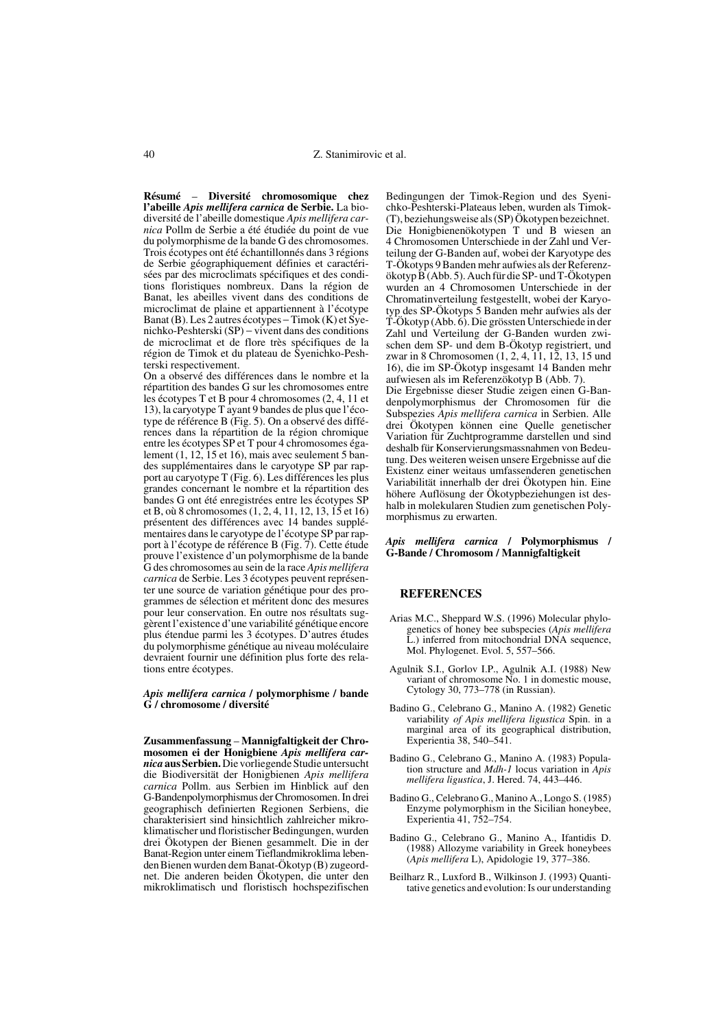**Résumé** – **Diversité chromosomique chez l'abeille *Apis mellifera carnica* de Serbie.** La biodiversité de l'abeille domestique *Apis mellifera carnica* Pollm de Serbie a été étudiée du point de vue du polymorphisme de la bande G des chromosomes. Trois écotypes ont été échantillonnés dans 3 régions de Serbie géographiquement définies et caractérisées par des microclimats spécifiques et des conditions floristiques nombreux. Dans la région de Banat, les abeilles vivent dans des conditions de microclimat de plaine et appartiennent à l'écotype Banat (B). Les 2 autres écotypes – Timok (K) et Syenichko-Peshterski (SP) – vivent dans des conditions de microclimat et de flore très spécifiques de la région de Timok et du plateau de Syenichko-Peshterski respectivement.

On a observé des différences dans le nombre et la répartition des bandes G sur les chromosomes entre les écotypes T et B pour 4 chromosomes (2, 4, 11 et 13), la caryotype T ayant 9 bandes de plus que l'écotype de référence B (Fig. 5). On a observé des différences dans la répartition de la région chromique entre les écotypes SP et T pour 4 chromosomes également (1, 12, 15 et 16), mais avec seulement 5 bandes supplémentaires dans le caryotype SP par rapport au caryotype T (Fig. 6). Les différences les plus grandes concernant le nombre et la répartition des bandes G ont été enregistrées entre les écotypes SP et B, où 8 chromosomes (1, 2, 4, 11, 12, 13, 15 et 16) présentent des différences avec 14 bandes supplémentaires dans le caryotype de l'écotype SP par rapport à l'écotype de référence B (Fig. 7). Cette étude prouve l'existence d'un polymorphisme de la bande G des chromosomes au sein de la race *Apis mellifera carnica* de Serbie. Les 3 écotypes peuvent représenter une source de variation génétique pour des programmes de sélection et méritent donc des mesures pour leur conservation. En outre nos résultats suggèrent l'existence d'une variabilité génétique encore plus étendue parmi les 3 écotypes. D'autres études du polymorphisme génétique au niveau moléculaire devraient fournir une définition plus forte des relations entre écotypes.

***Apis mellifera carnica* / polymorphisme / bande G / chromosome / diversité**

**Zusammenfassung** – **Mannigfaltigkeit der Chromosomen ei der Honigbiene *Apis mellifera carnica* aus Serbien.** Die vorliegende Studie untersucht die Biodiversität der Honigbienen *Apis mellifera carnica* Pollm. aus Serbien im Hinblick auf den G-Bandenpolymorphismus der Chromosomen. In drei geographisch definierten Regionen Serbiens, die charakterisiert sind hinsichtlich zahlreicher mikroklimatischer und floristischer Bedingungen, wurden drei Ökotypen der Bienen gesammelt. Die in der Banat-Region unter einem Tieflandmikroklima lebenden Bienen wurden dem Banat-Ökotyp (B) zugeordnet. Die anderen beiden Ökotypen, die unter den mikroklimatisch und floristisch hochspezifischen Bedingungen der Timok-Region und des Syenichko-Peshterski-Plateaus leben, wurden als Timok- (T), beziehungsweise als (SP) Ökotypen bezeichnet. Die Honigbienenökotypen T und B wiesen an 4 Chromosomen Unterschiede in der Zahl und Verteilung der G-Banden auf, wobei der Karyotype des T-Ökotyps 9 Banden mehr aufwies als der Referenzökotyp B (Abb. 5). Auch für die SP- und T-Ökotypen wurden an 4 Chromosomen Unterschiede in der Chromatinverteilung festgestellt, wobei der Karyotyp des SP-Ökotyps 5 Banden mehr aufwies als der T-Ökotyp (Abb. 6). Die grössten Unterschiede in der Zahl und Verteilung der G-Banden wurden zwischen dem SP- und dem B-Ökotyp registriert, und zwar in 8 Chromosomen (1, 2, 4, 11, 12, 13, 15 und 16), die im SP-Ökotyp insgesamt 14 Banden mehr aufwiesen als im Referenzökotyp B (Abb. 7).

Die Ergebnisse dieser Studie zeigen einen G-Bandenpolymorphismus der Chromosomen für die Subspezies *Apis mellifera carnica* in Serbien. Alle drei Ökotypen können eine Quelle genetischer Variation für Zuchtprogramme darstellen und sind deshalb für Konservierungsmassnahmen von Bedeutung. Des weiteren weisen unsere Ergebnisse auf die Existenz einer weitaus umfassenderen genetischen Variabilität innerhalb der drei Ökotypen hin. Eine höhere Auflösung der Ökotypbeziehungen ist deshalb in molekularen Studien zum genetischen Polymorphismus zu erwarten.

***Apis mellifera carnica* / Polymorphismus / G-Bande / Chromosom / Mannigfaltigkeit**

## REFERENCES

Arias M.C., Sheppard W.S. (1996) Molecular phylogenetics of honey bee subspecies (*Apis mellifera* L.) inferred from mitochondrial DNA sequence, Mol. Phylogenet. Evol. 5, 557–566.

Agulnik S.I., Gorlov I.P., Agulnik A.I. (1988) New variant of chromosome No. 1 in domestic mouse, Cytology 30, 773–778 (in Russian).

Badino G., Celebrano G., Manino A. (1982) Genetic variability *of Apis mellifera ligustica* Spin. in a marginal area of its geographical distribution, Experientia 38, 540–541.

Badino G., Celebrano G., Manino A. (1983) Population structure and *Mdh-1* locus variation in *Apis mellifera ligustica*, J. Hered. 74, 443–446.

Badino G., Celebrano G., Manino A., Longo S. (1985) Enzyme polymorphism in the Sicilian honeybee, Experientia 41, 752–754.

Badino G., Celebrano G., Manino A., Ifantidis D. (1988) Allozyme variability in Greek honeybees (*Apis mellifera* L), Apidologie 19, 377–386.

Beilharz R., Luxford B., Wilkinson J. (1993) Quantitative genetics and evolution: Is our understanding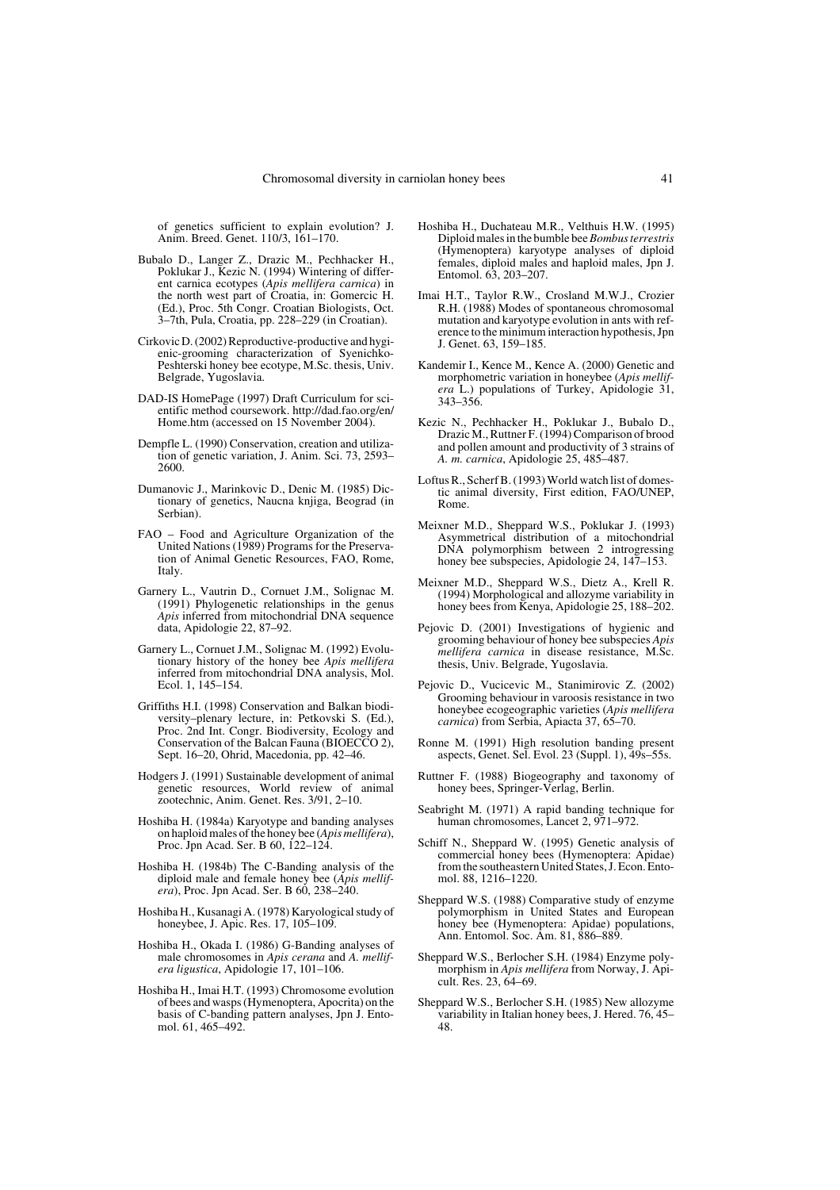of genetics sufficient to explain evolution? J. Anim. Breed. Genet. 110/3, 161–170.

Bubalo D., Langer Z., Drazic M., Pechhacker H., Poklukar J., Kezic N. (1994) Wintering of different carnica ecotypes (*Apis mellifera carnica*) in the north west part of Croatia, in: Gomercic H. (Ed.), Proc. 5th Congr. Croatian Biologists, Oct. 3–7th, Pula, Croatia, pp. 228–229 (in Croatian).

Cirkovic D. (2002) Reproductive-productive and hygienic-grooming characterization of Syenichko-Peshterski honey bee ecotype, M.Sc. thesis, Univ. Belgrade, Yugoslavia.

DAD-IS HomePage (1997) Draft Curriculum for scientific method coursework. http://dad.fao.org/en/Home.htm (accessed on 15 November 2004).

Dempfle L. (1990) Conservation, creation and utilization of genetic variation, J. Anim. Sci. 73, 2593–2600.

Dumanovic J., Marinkovic D., Denic M. (1985) Dictionary of genetics, Naucna knjiga, Beograd (in Serbian).

FAO – Food and Agriculture Organization of the United Nations (1989) Programs for the Preservation of Animal Genetic Resources, FAO, Rome, Italy.

Garnery L., Vautrin D., Cornuet J.M., Solignac M. (1991) Phylogenetic relationships in the genus *Apis* inferred from mitochondrial DNA sequence data, Apidologie 22, 87–92.

Garnery L., Cornuet J.M., Solignac M. (1992) Evolutionary history of the honey bee *Apis mellifera* inferred from mitochondrial DNA analysis, Mol. Ecol. 1, 145–154.

Griffiths H.I. (1998) Conservation and Balkan biodiversity–plenary lecture, in: Petkovski S. (Ed.), Proc. 2nd Int. Congr. Biodiversity, Ecology and Conservation of the Balcan Fauna (BIOECCO 2), Sept. 16–20, Ohrid, Macedonia, pp. 42–46.

Hodgers J. (1991) Sustainable development of animal genetic resources, World review of animal zootechnic, Anim. Genet. Res. 3/91, 2–10.

Hoshiba H. (1984a) Karyotype and banding analyses on haploid males of the honey bee (*Apis mellifera*), Proc. Jpn Acad. Ser. B 60, 122–124.

Hoshiba H. (1984b) The C-Banding analysis of the diploid male and female honey bee (*Apis mellifera*), Proc. Jpn Acad. Ser. B 60, 238–240.

Hoshiba H., Kusanagi A. (1978) Karyological study of honeybee, J. Apic. Res. 17, 105–109.

Hoshiba H., Okada I. (1986) G-Banding analyses of male chromosomes in *Apis cerana* and *A. mellifera ligustica*, Apidologie 17, 101–106.

Hoshiba H., Imai H.T. (1993) Chromosome evolution of bees and wasps (Hymenoptera, Apocrita) on the basis of C-banding pattern analyses, Jpn J. Entomol. 61, 465–492.

Hoshiba H., Duchateau M.R., Velthuis H.W. (1995) Diploid males in the bumble bee *Bombus terrestris* (Hymenoptera) karyotype analyses of diploid females, diploid males and haploid males, Jpn J. Entomol. 63, 203–207.

Imai H.T., Taylor R.W., Crosland M.W.J., Crozier R.H. (1988) Modes of spontaneous chromosomal mutation and karyotype evolution in ants with reference to the minimum interaction hypothesis, Jpn J. Genet. 63, 159–185.

Kandemir I., Kence M., Kence A. (2000) Genetic and morphometric variation in honeybee (*Apis mellifera* L.) populations of Turkey, Apidologie 31, 343–356.

Kezic N., Pechhacker H., Poklukar J., Bubalo D., Drazic M., Ruttner F. (1994) Comparison of brood and pollen amount and productivity of 3 strains of *A. m. carnica*, Apidologie 25, 485–487.

Loftus R., Scherf B. (1993) World watch list of domestic animal diversity, First edition, FAO/UNEP, Rome.

Meixner M.D., Sheppard W.S., Poklukar J. (1993) Asymmetrical distribution of a mitochondrial DNA polymorphism between 2 introgressing honey bee subspecies, Apidologie 24, 147–153.

Meixner M.D., Sheppard W.S., Dietz A., Krell R. (1994) Morphological and allozyme variability in honey bees from Kenya, Apidologie 25, 188–202.

Pejovic D. (2001) Investigations of hygienic and grooming behaviour of honey bee subspecies *Apis mellifera carnica* in disease resistance, M.Sc. thesis, Univ. Belgrade, Yugoslavia.

Pejovic D., Vucicevic M., Stanimirovic Z. (2002) Grooming behaviour in varoosis resistance in two honeybee ecogeographic varieties (*Apis mellifera carnica*) from Serbia, Apiacta 37, 65–70.

Ronne M. (1991) High resolution banding present aspects, Genet. Sel. Evol. 23 (Suppl. 1), 49s–55s.

Ruttner F. (1988) Biogeography and taxonomy of honey bees, Springer-Verlag, Berlin.

Seabright M. (1971) A rapid banding technique for human chromosomes, Lancet 2, 971–972.

Schiff N., Sheppard W. (1995) Genetic analysis of commercial honey bees (Hymenoptera: Apidae) from the southeastern United States, J. Econ. Entomol. 88, 1216–1220.

Sheppard W.S. (1988) Comparative study of enzyme polymorphism in United States and European honey bee (Hymenoptera: Apidae) populations, Ann. Entomol. Soc. Am. 81, 886–889.

Sheppard W.S., Berlocher S.H. (1984) Enzyme polymorphism in *Apis mellifera* from Norway, J. Apicult. Res. 23, 64–69.

Sheppard W.S., Berlocher S.H. (1985) New allozyme variability in Italian honey bees, J. Hered. 76, 45–48.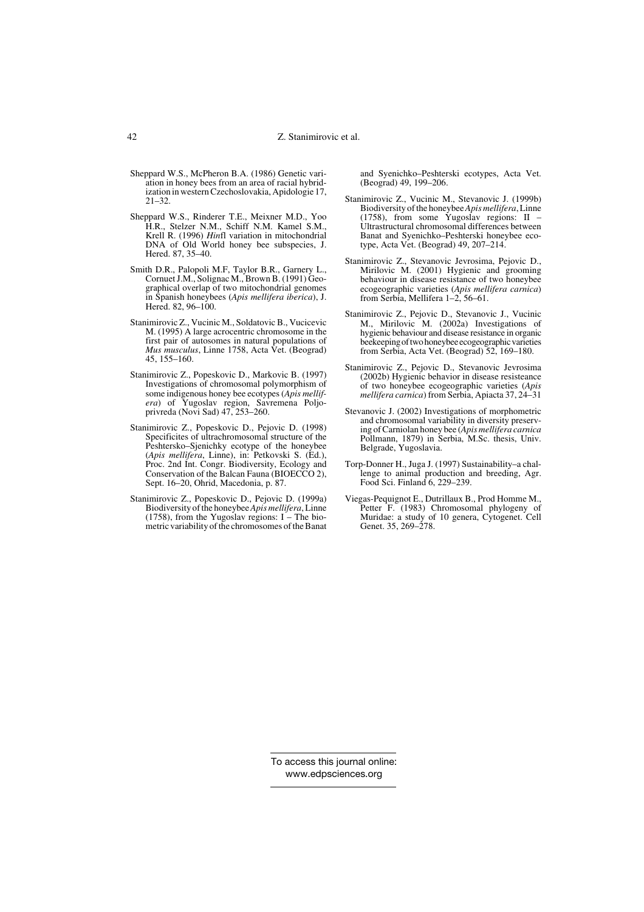Sheppard W.S., McPheron B.A. (1986) Genetic variation in honey bees from an area of racial hybridization in western Czechoslovakia, Apidologie 17, 21–32.

Sheppard W.S., Rinderer T.E., Meixner M.D., Yoo H.R., Stelzer N.M., Schiff N.M. Kamel S.M., Krell R. (1996) *Hin*fI variation in mitochondrial DNA of Old World honey bee subspecies, J. Hered. 87, 35–40.

Smith D.R., Palopoli M.F, Taylor B.R., Garnery L., Cornuet J.M., Solignac M., Brown B. (1991) Geographical overlap of two mitochondrial genomes in Spanish honeybees (*Apis mellifera iberica*), J. Hered. 82, 96–100.

Stanimirovic Z., Vucinic M., Soldatovic B., Vucicevic M. (1995) A large acrocentric chromosome in the first pair of autosomes in natural populations of *Mus musculus*, Linne 1758, Acta Vet. (Beograd) 45, 155–160.

Stanimirovic Z., Popeskovic D., Markovic B. (1997) Investigations of chromosomal polymorphism of some indigenous honey bee ecotypes (*Apis mellifera*) of Yugoslav region, Savremena Poljoprivreda (Novi Sad) 47, 253–260.

Stanimirovic Z., Popeskovic D., Pejovic D. (1998) Specificites of ultrachromosomal structure of the Peshtersko–Sjenichky ecotype of the honeybee (*Apis mellifera*, Linne), in: Petkovski S. (Ed.), Proc. 2nd Int. Congr. Biodiversity, Ecology and Conservation of the Balcan Fauna (BIOECCO 2), Sept. 16–20, Ohrid, Macedonia, p. 87.

Stanimirovic Z., Popeskovic D., Pejovic D. (1999a) Biodiversity of the honeybee *Apis mellifera*, Linne (1758), from the Yugoslav regions: I – The biometric variability of the chromosomes of the Banat and Syenichko–Peshterski ecotypes, Acta Vet. (Beograd) 49, 199–206.

Stanimirovic Z., Vucinic M., Stevanovic J. (1999b) Biodiversity of the honeybee *Apis mellifera*, Linne (1758), from some Yugoslav regions: II – Ultrastructural chromosomal differences between Banat and Syenichko–Peshterski honeybee ecotype, Acta Vet. (Beograd) 49, 207–214.

Stanimirovic Z., Stevanovic Jevrosima, Pejovic D., Mirilovic M. (2001) Hygienic and grooming behaviour in disease resistance of two honeybee ecogeographic varieties (*Apis mellifera carnica*) from Serbia, Mellifera 1–2, 56–61.

Stanimirovic Z., Pejovic D., Stevanovic J., Vucinic M., Mirilovic M. (2002a) Investigations of hygienic behaviour and disease resistance in organic beekeeping of two honeybee ecogeographic varieties from Serbia, Acta Vet. (Beograd) 52, 169–180.

Stanimirovic Z., Pejovic D., Stevanovic Jevrosima (2002b) Hygienic behavior in disease resisteance of two honeybee ecogeographic varieties (*Apis mellifera carnica*) from Serbia, Apiacta 37, 24–31

Stevanovic J. (2002) Investigations of morphometric and chromosomal variability in diversity preserving of Carniolan honey bee (*Apis mellifera carnica* Pollmann, 1879) in Serbia, M.Sc. thesis, Univ. Belgrade, Yugoslavia.

Torp-Donner H., Juga J. (1997) Sustainability–a challenge to animal production and breeding, Agr. Food Sci. Finland 6, 229–239.

Viegas-Pequignot E., Dutrillaux B., Prod Homme M., Petter F. (1983) Chromosomal phylogeny of Muridae: a study of 10 genera, Cytogenet. Cell Genet. 35, 269–278.

To access this journal online:
www.edpsciences.org